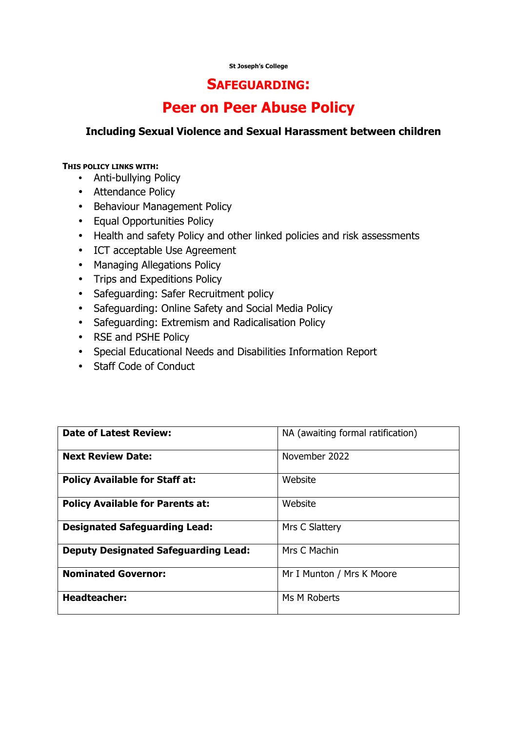**St Joseph's College**

# SAFEGUARDING:

# Peer on Peer Abuse Policy

### Including Sexual Violence and Sexual Harassment between children

**THIS POLICY LINKS WITH:**

- Anti-bullying Policy
- Attendance Policy
- Behaviour Management Policy
- Equal Opportunities Policy
- Health and safety Policy and other linked policies and risk assessments
- ICT acceptable Use Agreement
- Managing Allegations Policy
- Trips and Expeditions Policy
- Safeguarding: Safer Recruitment policy
- Safeguarding: Online Safety and Social Media Policy
- Safeguarding: Extremism and Radicalisation Policy
- RSE and PSHE Policy
- Special Educational Needs and Disabilities Information Report
- Staff Code of Conduct

| | |
|---|---|
| **Date of Latest Review:** | NA (awaiting formal ratification) |
| **Next Review Date:** | November 2022 |
| **Policy Available for Staff at:** | Website |
| **Policy Available for Parents at:** | Website |
| **Designated Safeguarding Lead:** | Mrs C Slattery |
| **Deputy Designated Safeguarding Lead:** | Mrs C Machin |
| **Nominated Governor:** | Mr I Munton / Mrs K Moore |
| **Headteacher:** | Ms M Roberts |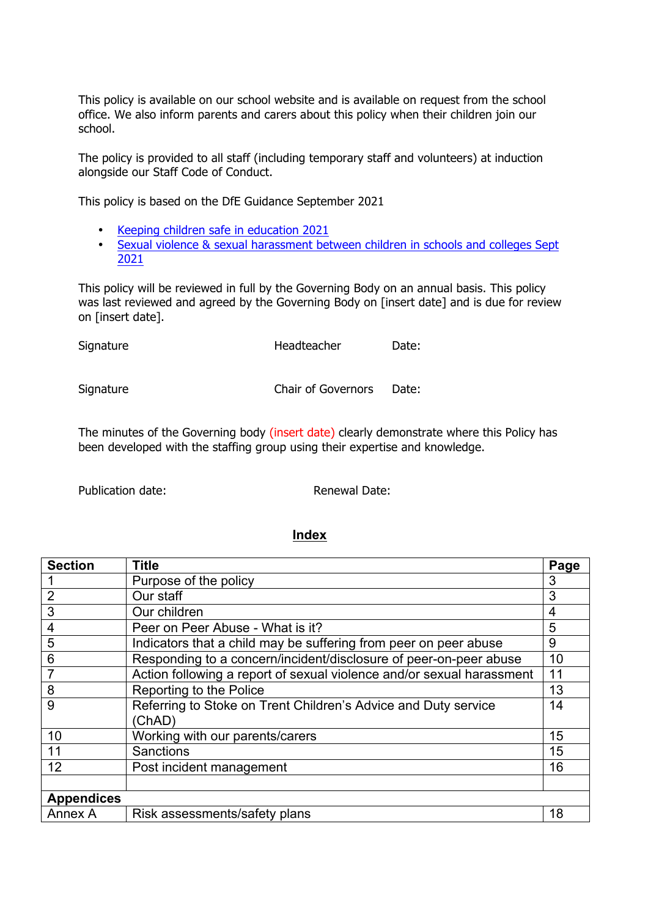This policy is available on our school website and is available on request from the school office. We also inform parents and carers about this policy when their children join our school.

The policy is provided to all staff (including temporary staff and volunteers) at induction alongside our Staff Code of Conduct.

This policy is based on the DfE Guidance September 2021

- Keeping children safe in education 2021
- Sexual violence & sexual harassment between children in schools and colleges Sept 2021

This policy will be reviewed in full by the Governing Body on an annual basis. This policy was last reviewed and agreed by the Governing Body on [insert date] and is due for review on [insert date].

Signature Headteacher Date:

Signature Chair of Governors Date:

The minutes of the Governing body (insert date) clearly demonstrate where this Policy has been developed with the staffing group using their expertise and knowledge.

Publication date: Renewal Date:

## Index

| Section | Title | Page |
|---|---|---|
| 1 | Purpose of the policy | 3 |
| 2 | Our staff | 3 |
| 3 | Our children | 4 |
| 4 | Peer on Peer Abuse - What is it? | 5 |
| 5 | Indicators that a child may be suffering from peer on peer abuse | 9 |
| 6 | Responding to a concern/incident/disclosure of peer-on-peer abuse | 10 |
| 7 | Action following a report of sexual violence and/or sexual harassment | 11 |
| 8 | Reporting to the Police | 13 |
| 9 | Referring to Stoke on Trent Children's Advice and Duty service (ChAD) | 14 |
| 10 | Working with our parents/carers | 15 |
| 11 | Sanctions | 15 |
| 12 | Post incident management | 16 |
| | | |
| **Appendices** | | |
| Annex A | Risk assessments/safety plans | 18 |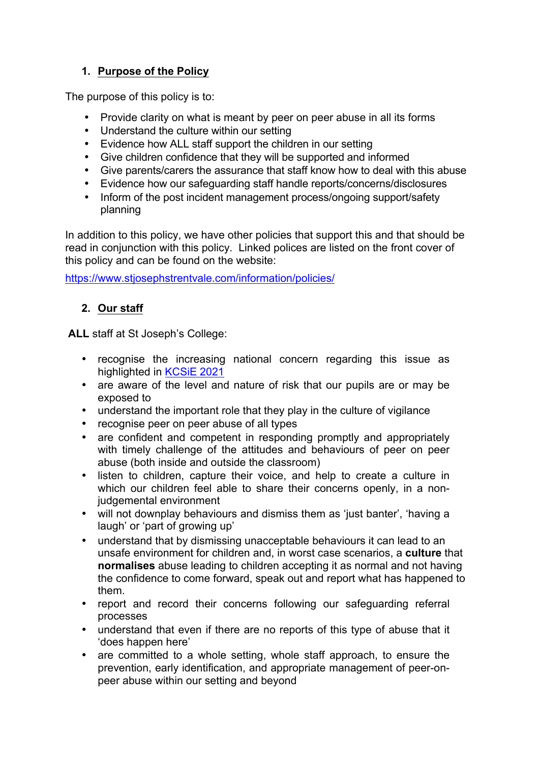## 1. Purpose of the Policy

The purpose of this policy is to:

- Provide clarity on what is meant by peer on peer abuse in all its forms
- Understand the culture within our setting
- Evidence how ALL staff support the children in our setting
- Give children confidence that they will be supported and informed
- Give parents/carers the assurance that staff know how to deal with this abuse
- Evidence how our safeguarding staff handle reports/concerns/disclosures
- Inform of the post incident management process/ongoing support/safety planning

In addition to this policy, we have other policies that support this and that should be read in conjunction with this policy. Linked polices are listed on the front cover of this policy and can be found on the website:

https://www.stjosephstrentvale.com/information/policies/

## 2. Our staff

**ALL** staff at St Joseph's College:

- recognise the increasing national concern regarding this issue as highlighted in KCSiE 2021
- are aware of the level and nature of risk that our pupils are or may be exposed to
- understand the important role that they play in the culture of vigilance
- recognise peer on peer abuse of all types
- are confident and competent in responding promptly and appropriately with timely challenge of the attitudes and behaviours of peer on peer abuse (both inside and outside the classroom)
- listen to children, capture their voice, and help to create a culture in which our children feel able to share their concerns openly, in a non-judgemental environment
- will not downplay behaviours and dismiss them as 'just banter', 'having a laugh' or 'part of growing up'
- understand that by dismissing unacceptable behaviours it can lead to an unsafe environment for children and, in worst case scenarios, a **culture** that **normalises** abuse leading to children accepting it as normal and not having the confidence to come forward, speak out and report what has happened to them.
- report and record their concerns following our safeguarding referral processes
- understand that even if there are no reports of this type of abuse that it 'does happen here'
- are committed to a whole setting, whole staff approach, to ensure the prevention, early identification, and appropriate management of peer-on-peer abuse within our setting and beyond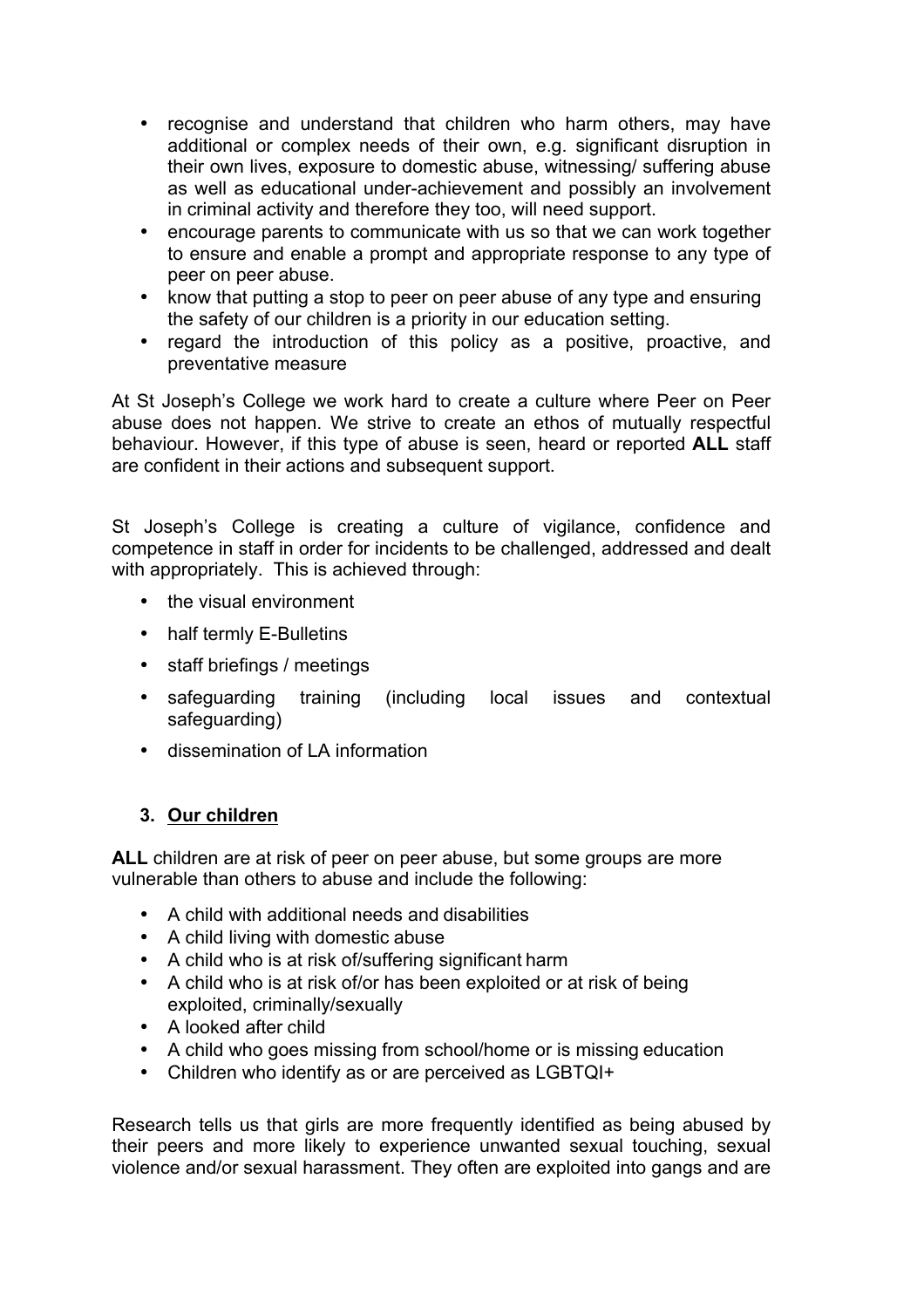- recognise and understand that children who harm others, may have additional or complex needs of their own, e.g. significant disruption in their own lives, exposure to domestic abuse, witnessing/ suffering abuse as well as educational under-achievement and possibly an involvement in criminal activity and therefore they too, will need support.
- encourage parents to communicate with us so that we can work together to ensure and enable a prompt and appropriate response to any type of peer on peer abuse.
- know that putting a stop to peer on peer abuse of any type and ensuring the safety of our children is a priority in our education setting.
- regard the introduction of this policy as a positive, proactive, and preventative measure

At St Joseph's College we work hard to create a culture where Peer on Peer abuse does not happen. We strive to create an ethos of mutually respectful behaviour. However, if this type of abuse is seen, heard or reported **ALL** staff are confident in their actions and subsequent support.

St Joseph's College is creating a culture of vigilance, confidence and competence in staff in order for incidents to be challenged, addressed and dealt with appropriately. This is achieved through:

- the visual environment
- half termly E-Bulletins
- staff briefings / meetings
- safeguarding training (including local issues and contextual safeguarding)
- dissemination of LA information

## 3. Our children

**ALL** children are at risk of peer on peer abuse, but some groups are more vulnerable than others to abuse and include the following:

- A child with additional needs and disabilities
- A child living with domestic abuse
- A child who is at risk of/suffering significant harm
- A child who is at risk of/or has been exploited or at risk of being exploited, criminally/sexually
- A looked after child
- A child who goes missing from school/home or is missing education
- Children who identify as or are perceived as LGBTQI+

Research tells us that girls are more frequently identified as being abused by their peers and more likely to experience unwanted sexual touching, sexual violence and/or sexual harassment. They often are exploited into gangs and are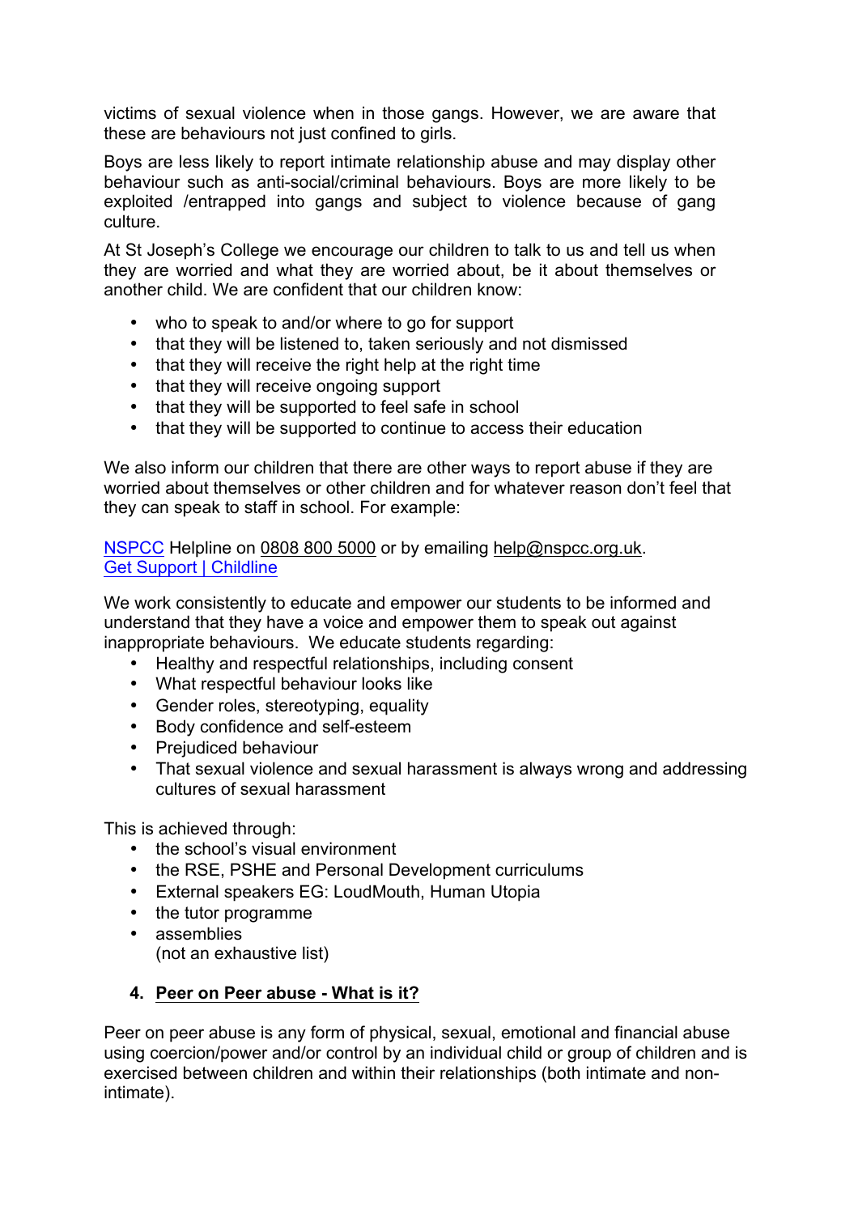victims of sexual violence when in those gangs. However, we are aware that these are behaviours not just confined to girls.

Boys are less likely to report intimate relationship abuse and may display other behaviour such as anti-social/criminal behaviours. Boys are more likely to be exploited /entrapped into gangs and subject to violence because of gang culture.

At St Joseph's College we encourage our children to talk to us and tell us when they are worried and what they are worried about, be it about themselves or another child. We are confident that our children know:

- who to speak to and/or where to go for support
- that they will be listened to, taken seriously and not dismissed
- that they will receive the right help at the right time
- that they will receive ongoing support
- that they will be supported to feel safe in school
- that they will be supported to continue to access their education

We also inform our children that there are other ways to report abuse if they are worried about themselves or other children and for whatever reason don't feel that they can speak to staff in school. For example:

NSPCC Helpline on 0808 800 5000 or by emailing help@nspcc.org.uk.
Get Support | Childline

We work consistently to educate and empower our students to be informed and understand that they have a voice and empower them to speak out against inappropriate behaviours. We educate students regarding:

- Healthy and respectful relationships, including consent
- What respectful behaviour looks like
- Gender roles, stereotyping, equality
- Body confidence and self-esteem
- Prejudiced behaviour
- That sexual violence and sexual harassment is always wrong and addressing cultures of sexual harassment

This is achieved through:

- the school's visual environment
- the RSE, PSHE and Personal Development curriculums
- External speakers EG: LoudMouth, Human Utopia
- the tutor programme
- assemblies
  (not an exhaustive list)

## 4. Peer on Peer abuse - What is it?

Peer on peer abuse is any form of physical, sexual, emotional and financial abuse using coercion/power and/or control by an individual child or group of children and is exercised between children and within their relationships (both intimate and non-intimate).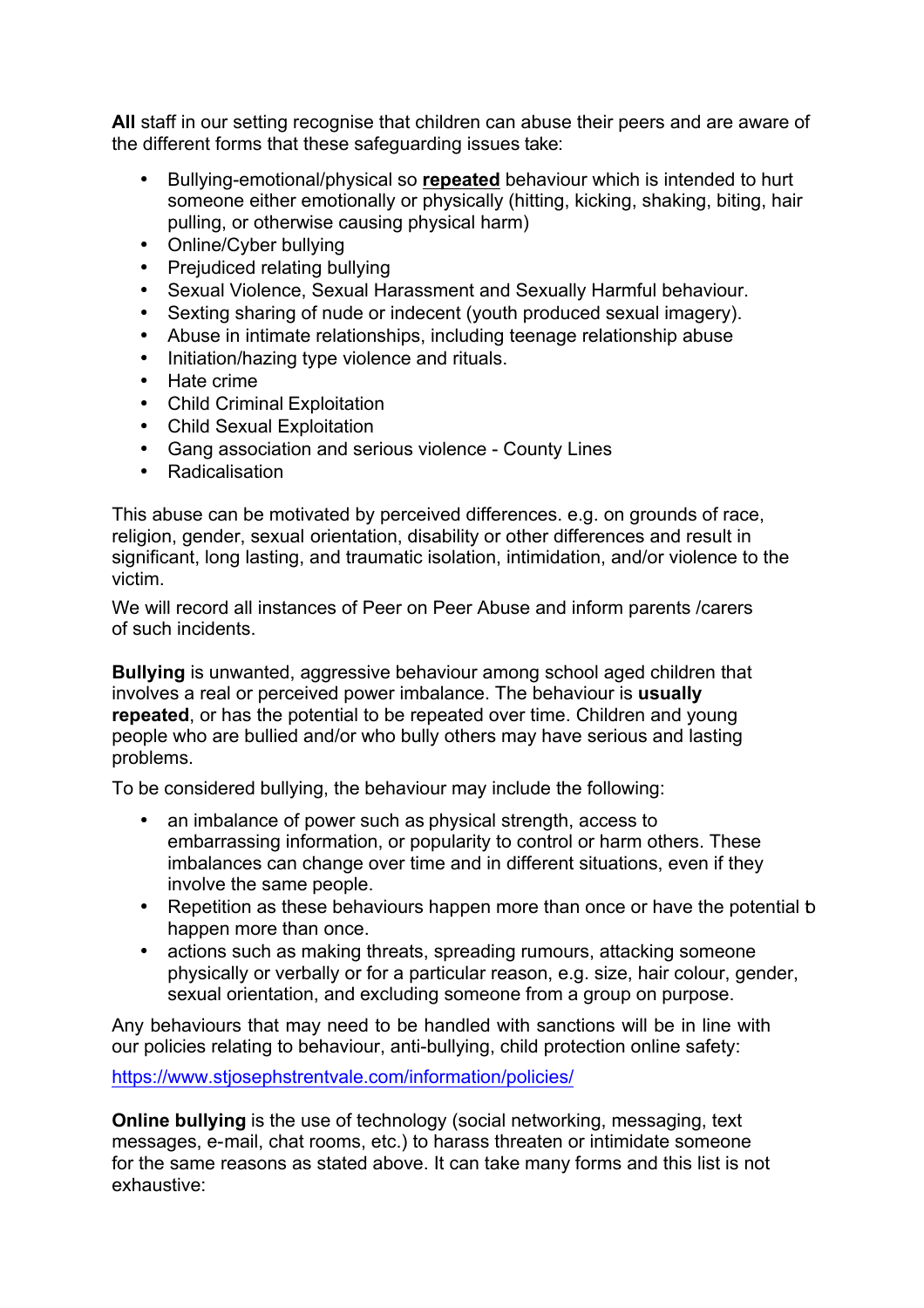**All** staff in our setting recognise that children can abuse their peers and are aware of the different forms that these safeguarding issues take:

- Bullying-emotional/physical so **repeated** behaviour which is intended to hurt someone either emotionally or physically (hitting, kicking, shaking, biting, hair pulling, or otherwise causing physical harm)
- Online/Cyber bullying
- Prejudiced relating bullying
- Sexual Violence, Sexual Harassment and Sexually Harmful behaviour.
- Sexting sharing of nude or indecent (youth produced sexual imagery).
- Abuse in intimate relationships, including teenage relationship abuse
- Initiation/hazing type violence and rituals.
- Hate crime
- Child Criminal Exploitation
- Child Sexual Exploitation
- Gang association and serious violence - County Lines
- Radicalisation

This abuse can be motivated by perceived differences. e.g. on grounds of race, religion, gender, sexual orientation, disability or other differences and result in significant, long lasting, and traumatic isolation, intimidation, and/or violence to the victim.

We will record all instances of Peer on Peer Abuse and inform parents /carers of such incidents.

**Bullying** is unwanted, aggressive behaviour among school aged children that involves a real or perceived power imbalance. The behaviour is **usually repeated**, or has the potential to be repeated over time. Children and young people who are bullied and/or who bully others may have serious and lasting problems.

To be considered bullying, the behaviour may include the following:

- an imbalance of power such as physical strength, access to embarrassing information, or popularity to control or harm others. These imbalances can change over time and in different situations, even if they involve the same people.
- Repetition as these behaviours happen more than once or have the potential to happen more than once.
- actions such as making threats, spreading rumours, attacking someone physically or verbally or for a particular reason, e.g. size, hair colour, gender, sexual orientation, and excluding someone from a group on purpose.

Any behaviours that may need to be handled with sanctions will be in line with our policies relating to behaviour, anti-bullying, child protection online safety:

https://www.stjosephstrentvale.com/information/policies/

**Online bullying** is the use of technology (social networking, messaging, text messages, e-mail, chat rooms, etc.) to harass threaten or intimidate someone for the same reasons as stated above. It can take many forms and this list is not exhaustive: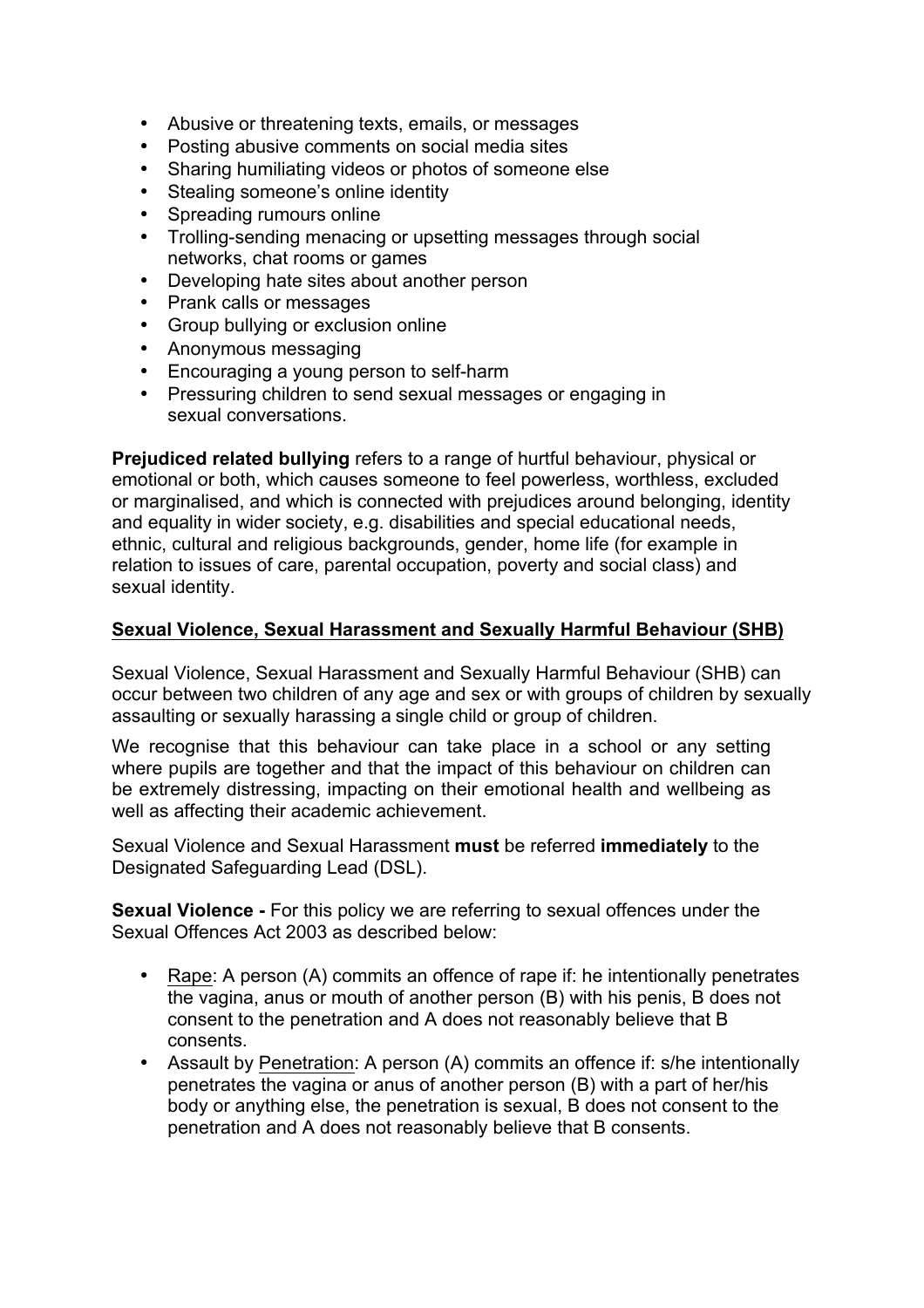- Abusive or threatening texts, emails, or messages
- Posting abusive comments on social media sites
- Sharing humiliating videos or photos of someone else
- Stealing someone's online identity
- Spreading rumours online
- Trolling-sending menacing or upsetting messages through social networks, chat rooms or games
- Developing hate sites about another person
- Prank calls or messages
- Group bullying or exclusion online
- Anonymous messaging
- Encouraging a young person to self-harm
- Pressuring children to send sexual messages or engaging in sexual conversations.

**Prejudiced related bullying** refers to a range of hurtful behaviour, physical or emotional or both, which causes someone to feel powerless, worthless, excluded or marginalised, and which is connected with prejudices around belonging, identity and equality in wider society, e.g. disabilities and special educational needs, ethnic, cultural and religious backgrounds, gender, home life (for example in relation to issues of care, parental occupation, poverty and social class) and sexual identity.

## Sexual Violence, Sexual Harassment and Sexually Harmful Behaviour (SHB)

Sexual Violence, Sexual Harassment and Sexually Harmful Behaviour (SHB) can occur between two children of any age and sex or with groups of children by sexually assaulting or sexually harassing a single child or group of children.

We recognise that this behaviour can take place in a school or any setting where pupils are together and that the impact of this behaviour on children can be extremely distressing, impacting on their emotional health and wellbeing as well as affecting their academic achievement.

Sexual Violence and Sexual Harassment **must** be referred **immediately** to the Designated Safeguarding Lead (DSL).

**Sexual Violence -** For this policy we are referring to sexual offences under the Sexual Offences Act 2003 as described below:

- Rape: A person (A) commits an offence of rape if: he intentionally penetrates the vagina, anus or mouth of another person (B) with his penis, B does not consent to the penetration and A does not reasonably believe that B consents.
- Assault by Penetration: A person (A) commits an offence if: s/he intentionally penetrates the vagina or anus of another person (B) with a part of her/his body or anything else, the penetration is sexual, B does not consent to the penetration and A does not reasonably believe that B consents.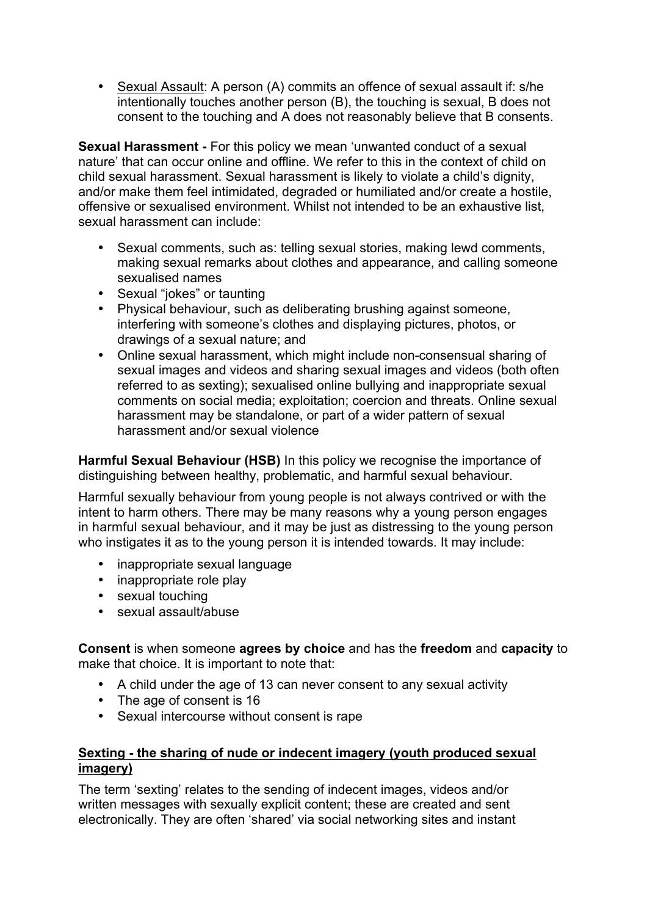- <u>Sexual Assault</u>: A person (A) commits an offence of sexual assault if: s/he intentionally touches another person (B), the touching is sexual, B does not consent to the touching and A does not reasonably believe that B consents.

**Sexual Harassment -** For this policy we mean 'unwanted conduct of a sexual nature' that can occur online and offline. We refer to this in the context of child on child sexual harassment. Sexual harassment is likely to violate a child's dignity, and/or make them feel intimidated, degraded or humiliated and/or create a hostile, offensive or sexualised environment. Whilst not intended to be an exhaustive list, sexual harassment can include:

- Sexual comments, such as: telling sexual stories, making lewd comments, making sexual remarks about clothes and appearance, and calling someone sexualised names
- Sexual "jokes" or taunting
- Physical behaviour, such as deliberating brushing against someone, interfering with someone's clothes and displaying pictures, photos, or drawings of a sexual nature; and
- Online sexual harassment, which might include non-consensual sharing of sexual images and videos and sharing sexual images and videos (both often referred to as sexting); sexualised online bullying and inappropriate sexual comments on social media; exploitation; coercion and threats. Online sexual harassment may be standalone, or part of a wider pattern of sexual harassment and/or sexual violence

**Harmful Sexual Behaviour (HSB)** In this policy we recognise the importance of distinguishing between healthy, problematic, and harmful sexual behaviour.

Harmful sexually behaviour from young people is not always contrived or with the intent to harm others. There may be many reasons why a young person engages in harmful sexual behaviour, and it may be just as distressing to the young person who instigates it as to the young person it is intended towards. It may include:

- inappropriate sexual language
- inappropriate role play
- sexual touching
- sexual assault/abuse

**Consent** is when someone **agrees by choice** and has the **freedom** and **capacity** to make that choice. It is important to note that:

- A child under the age of 13 can never consent to any sexual activity
- The age of consent is 16
- Sexual intercourse without consent is rape

### <u>Sexting - the sharing of nude or indecent imagery (youth produced sexual imagery)</u>

The term 'sexting' relates to the sending of indecent images, videos and/or written messages with sexually explicit content; these are created and sent electronically. They are often 'shared' via social networking sites and instant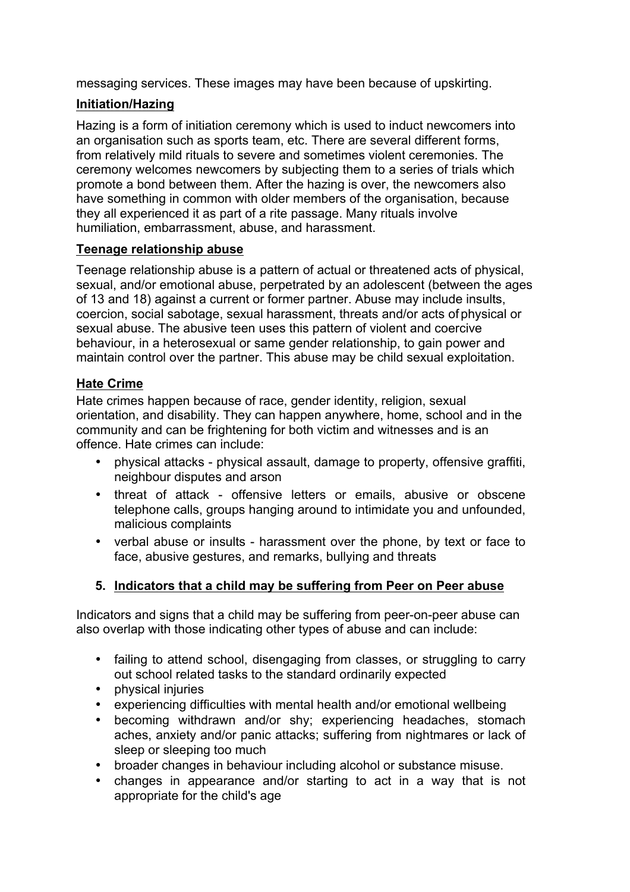messaging services. These images may have been because of upskirting.

**Initiation/Hazing**

Hazing is a form of initiation ceremony which is used to induct newcomers into an organisation such as sports team, etc. There are several different forms, from relatively mild rituals to severe and sometimes violent ceremonies. The ceremony welcomes newcomers by subjecting them to a series of trials which promote a bond between them. After the hazing is over, the newcomers also have something in common with older members of the organisation, because they all experienced it as part of a rite passage. Many rituals involve humiliation, embarrassment, abuse, and harassment.

**Teenage relationship abuse**

Teenage relationship abuse is a pattern of actual or threatened acts of physical, sexual, and/or emotional abuse, perpetrated by an adolescent (between the ages of 13 and 18) against a current or former partner. Abuse may include insults, coercion, social sabotage, sexual harassment, threats and/or acts of physical or sexual abuse. The abusive teen uses this pattern of violent and coercive behaviour, in a heterosexual or same gender relationship, to gain power and maintain control over the partner. This abuse may be child sexual exploitation.

**Hate Crime**

Hate crimes happen because of race, gender identity, religion, sexual orientation, and disability. They can happen anywhere, home, school and in the community and can be frightening for both victim and witnesses and is an offence. Hate crimes can include:

- physical attacks - physical assault, damage to property, offensive graffiti, neighbour disputes and arson
- threat of attack - offensive letters or emails, abusive or obscene telephone calls, groups hanging around to intimidate you and unfounded, malicious complaints
- verbal abuse or insults - harassment over the phone, by text or face to face, abusive gestures, and remarks, bullying and threats

## 5. Indicators that a child may be suffering from Peer on Peer abuse

Indicators and signs that a child may be suffering from peer-on-peer abuse can also overlap with those indicating other types of abuse and can include:

- failing to attend school, disengaging from classes, or struggling to carry out school related tasks to the standard ordinarily expected
- physical injuries
- experiencing difficulties with mental health and/or emotional wellbeing
- becoming withdrawn and/or shy; experiencing headaches, stomach aches, anxiety and/or panic attacks; suffering from nightmares or lack of sleep or sleeping too much
- broader changes in behaviour including alcohol or substance misuse.
- changes in appearance and/or starting to act in a way that is not appropriate for the child's age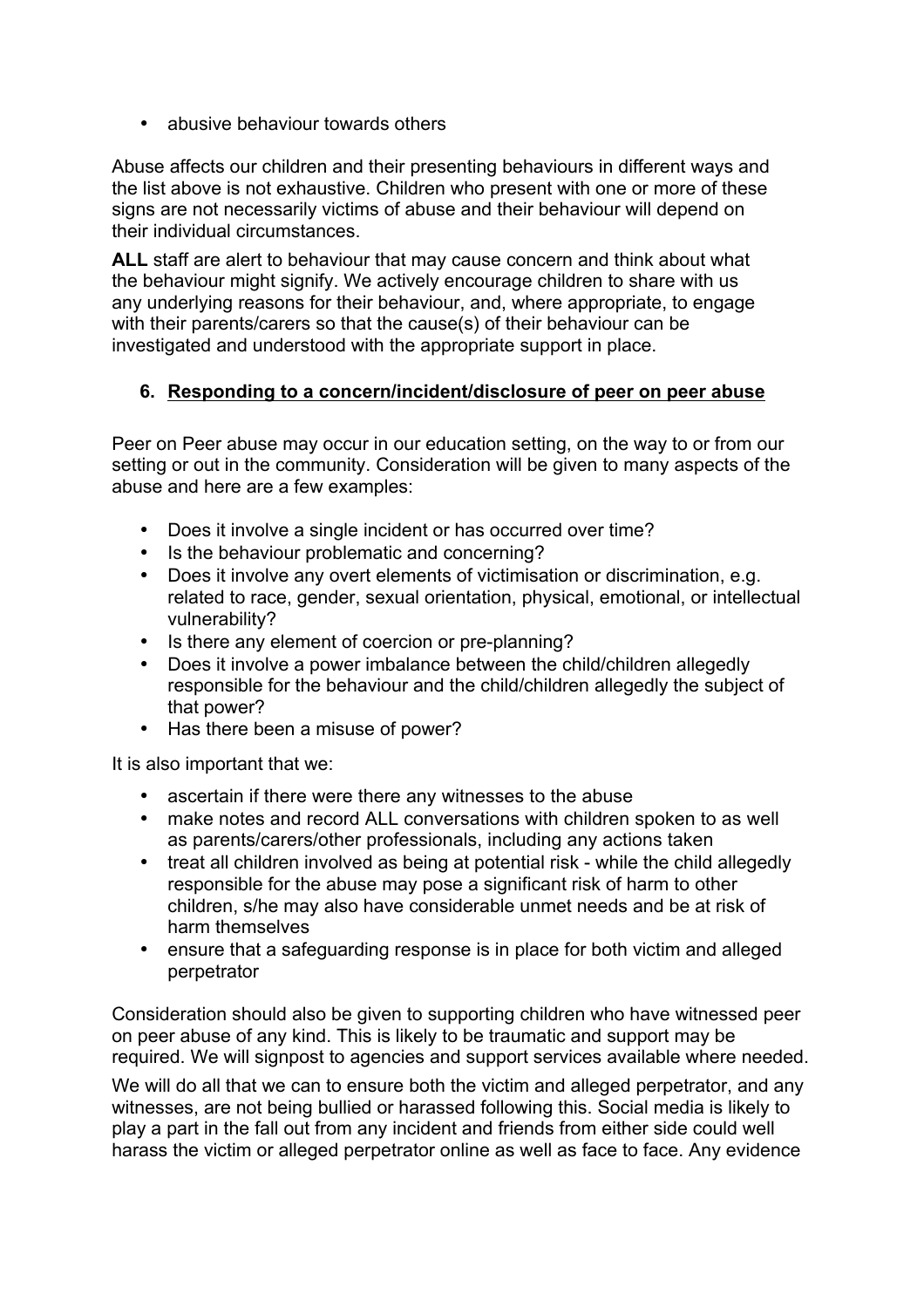- abusive behaviour towards others

Abuse affects our children and their presenting behaviours in different ways and the list above is not exhaustive. Children who present with one or more of these signs are not necessarily victims of abuse and their behaviour will depend on their individual circumstances.

**ALL** staff are alert to behaviour that may cause concern and think about what the behaviour might signify. We actively encourage children to share with us any underlying reasons for their behaviour, and, where appropriate, to engage with their parents/carers so that the cause(s) of their behaviour can be investigated and understood with the appropriate support in place.

## 6. Responding to a concern/incident/disclosure of peer on peer abuse

Peer on Peer abuse may occur in our education setting, on the way to or from our setting or out in the community. Consideration will be given to many aspects of the abuse and here are a few examples:

- Does it involve a single incident or has occurred over time?
- Is the behaviour problematic and concerning?
- Does it involve any overt elements of victimisation or discrimination, e.g. related to race, gender, sexual orientation, physical, emotional, or intellectual vulnerability?
- Is there any element of coercion or pre-planning?
- Does it involve a power imbalance between the child/children allegedly responsible for the behaviour and the child/children allegedly the subject of that power?
- Has there been a misuse of power?

It is also important that we:

- ascertain if there were there any witnesses to the abuse
- make notes and record ALL conversations with children spoken to as well as parents/carers/other professionals, including any actions taken
- treat all children involved as being at potential risk - while the child allegedly responsible for the abuse may pose a significant risk of harm to other children, s/he may also have considerable unmet needs and be at risk of harm themselves
- ensure that a safeguarding response is in place for both victim and alleged perpetrator

Consideration should also be given to supporting children who have witnessed peer on peer abuse of any kind. This is likely to be traumatic and support may be required. We will signpost to agencies and support services available where needed.

We will do all that we can to ensure both the victim and alleged perpetrator, and any witnesses, are not being bullied or harassed following this. Social media is likely to play a part in the fall out from any incident and friends from either side could well harass the victim or alleged perpetrator online as well as face to face. Any evidence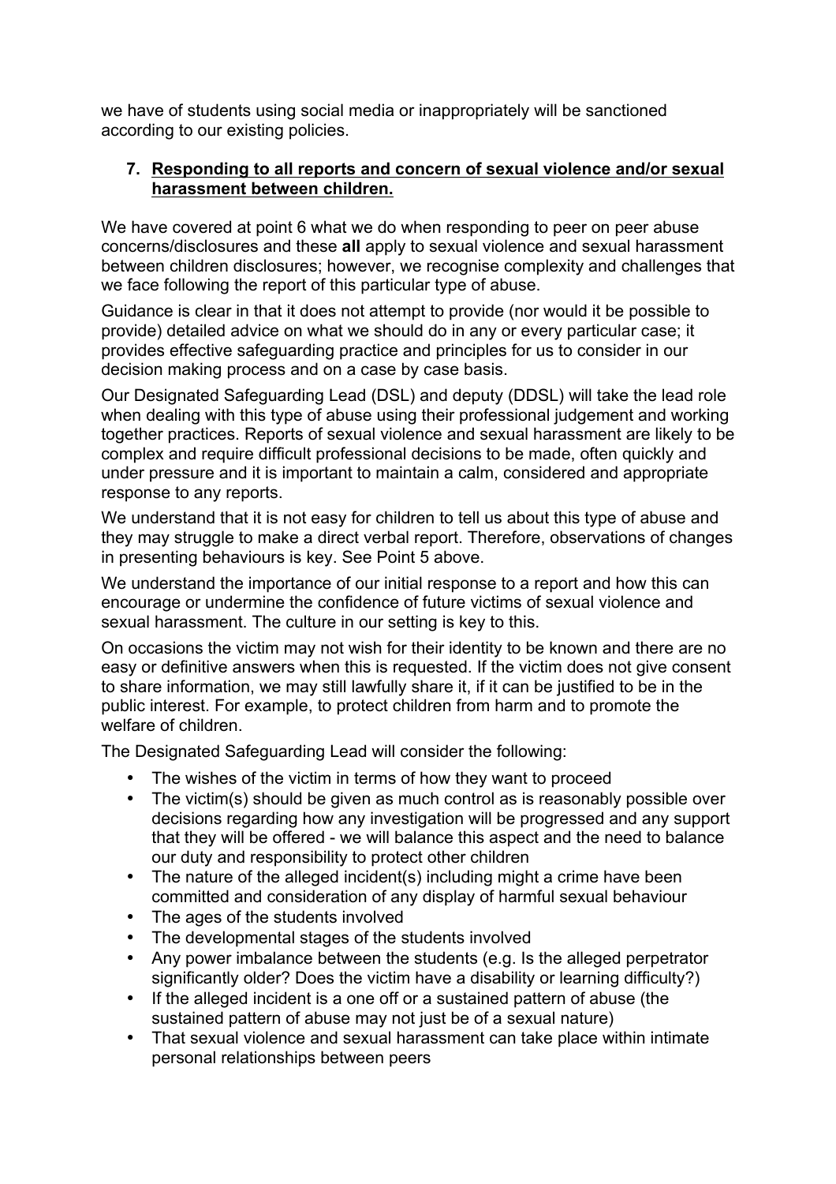we have of students using social media or inappropriately will be sanctioned according to our existing policies.

### 7. Responding to all reports and concern of sexual violence and/or sexual harassment between children.

We have covered at point 6 what we do when responding to peer on peer abuse concerns/disclosures and these **all** apply to sexual violence and sexual harassment between children disclosures; however, we recognise complexity and challenges that we face following the report of this particular type of abuse.

Guidance is clear in that it does not attempt to provide (nor would it be possible to provide) detailed advice on what we should do in any or every particular case; it provides effective safeguarding practice and principles for us to consider in our decision making process and on a case by case basis.

Our Designated Safeguarding Lead (DSL) and deputy (DDSL) will take the lead role when dealing with this type of abuse using their professional judgement and working together practices. Reports of sexual violence and sexual harassment are likely to be complex and require difficult professional decisions to be made, often quickly and under pressure and it is important to maintain a calm, considered and appropriate response to any reports.

We understand that it is not easy for children to tell us about this type of abuse and they may struggle to make a direct verbal report. Therefore, observations of changes in presenting behaviours is key. See Point 5 above.

We understand the importance of our initial response to a report and how this can encourage or undermine the confidence of future victims of sexual violence and sexual harassment. The culture in our setting is key to this.

On occasions the victim may not wish for their identity to be known and there are no easy or definitive answers when this is requested. If the victim does not give consent to share information, we may still lawfully share it, if it can be justified to be in the public interest. For example, to protect children from harm and to promote the welfare of children.

The Designated Safeguarding Lead will consider the following:

- The wishes of the victim in terms of how they want to proceed
- The victim(s) should be given as much control as is reasonably possible over decisions regarding how any investigation will be progressed and any support that they will be offered - we will balance this aspect and the need to balance our duty and responsibility to protect other children
- The nature of the alleged incident(s) including might a crime have been committed and consideration of any display of harmful sexual behaviour
- The ages of the students involved
- The developmental stages of the students involved
- Any power imbalance between the students (e.g. Is the alleged perpetrator significantly older? Does the victim have a disability or learning difficulty?)
- If the alleged incident is a one off or a sustained pattern of abuse (the sustained pattern of abuse may not just be of a sexual nature)
- That sexual violence and sexual harassment can take place within intimate personal relationships between peers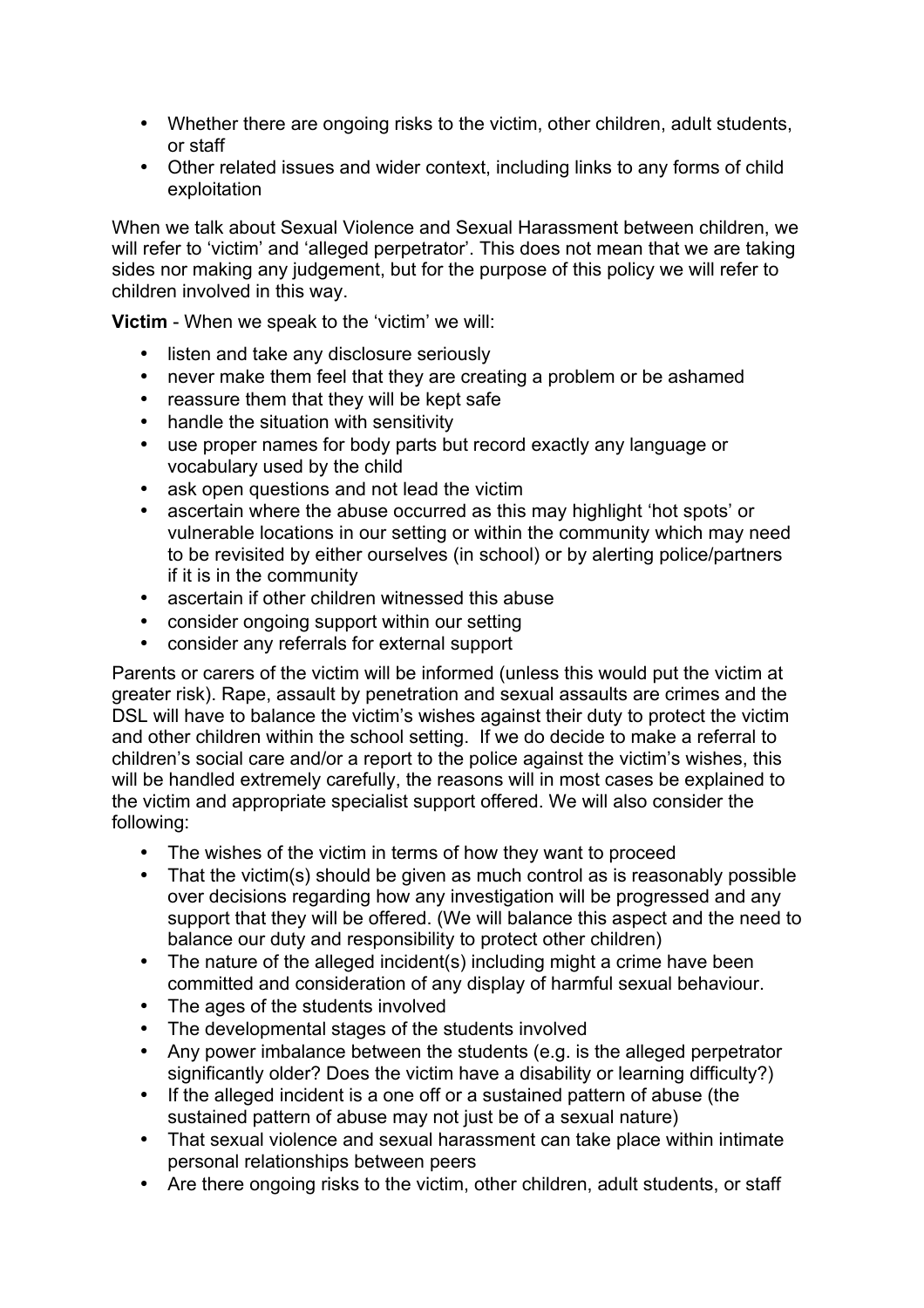- Whether there are ongoing risks to the victim, other children, adult students, or staff
- Other related issues and wider context, including links to any forms of child exploitation

When we talk about Sexual Violence and Sexual Harassment between children, we will refer to 'victim' and 'alleged perpetrator'. This does not mean that we are taking sides nor making any judgement, but for the purpose of this policy we will refer to children involved in this way.

**Victim** - When we speak to the 'victim' we will:

- listen and take any disclosure seriously
- never make them feel that they are creating a problem or be ashamed
- reassure them that they will be kept safe
- handle the situation with sensitivity
- use proper names for body parts but record exactly any language or vocabulary used by the child
- ask open questions and not lead the victim
- ascertain where the abuse occurred as this may highlight 'hot spots' or vulnerable locations in our setting or within the community which may need to be revisited by either ourselves (in school) or by alerting police/partners if it is in the community
- ascertain if other children witnessed this abuse
- consider ongoing support within our setting
- consider any referrals for external support

Parents or carers of the victim will be informed (unless this would put the victim at greater risk). Rape, assault by penetration and sexual assaults are crimes and the DSL will have to balance the victim's wishes against their duty to protect the victim and other children within the school setting. If we do decide to make a referral to children's social care and/or a report to the police against the victim's wishes, this will be handled extremely carefully, the reasons will in most cases be explained to the victim and appropriate specialist support offered. We will also consider the following:

- The wishes of the victim in terms of how they want to proceed
- That the victim(s) should be given as much control as is reasonably possible over decisions regarding how any investigation will be progressed and any support that they will be offered. (We will balance this aspect and the need to balance our duty and responsibility to protect other children)
- The nature of the alleged incident(s) including might a crime have been committed and consideration of any display of harmful sexual behaviour.
- The ages of the students involved
- The developmental stages of the students involved
- Any power imbalance between the students (e.g. is the alleged perpetrator significantly older? Does the victim have a disability or learning difficulty?)
- If the alleged incident is a one off or a sustained pattern of abuse (the sustained pattern of abuse may not just be of a sexual nature)
- That sexual violence and sexual harassment can take place within intimate personal relationships between peers
- Are there ongoing risks to the victim, other children, adult students, or staff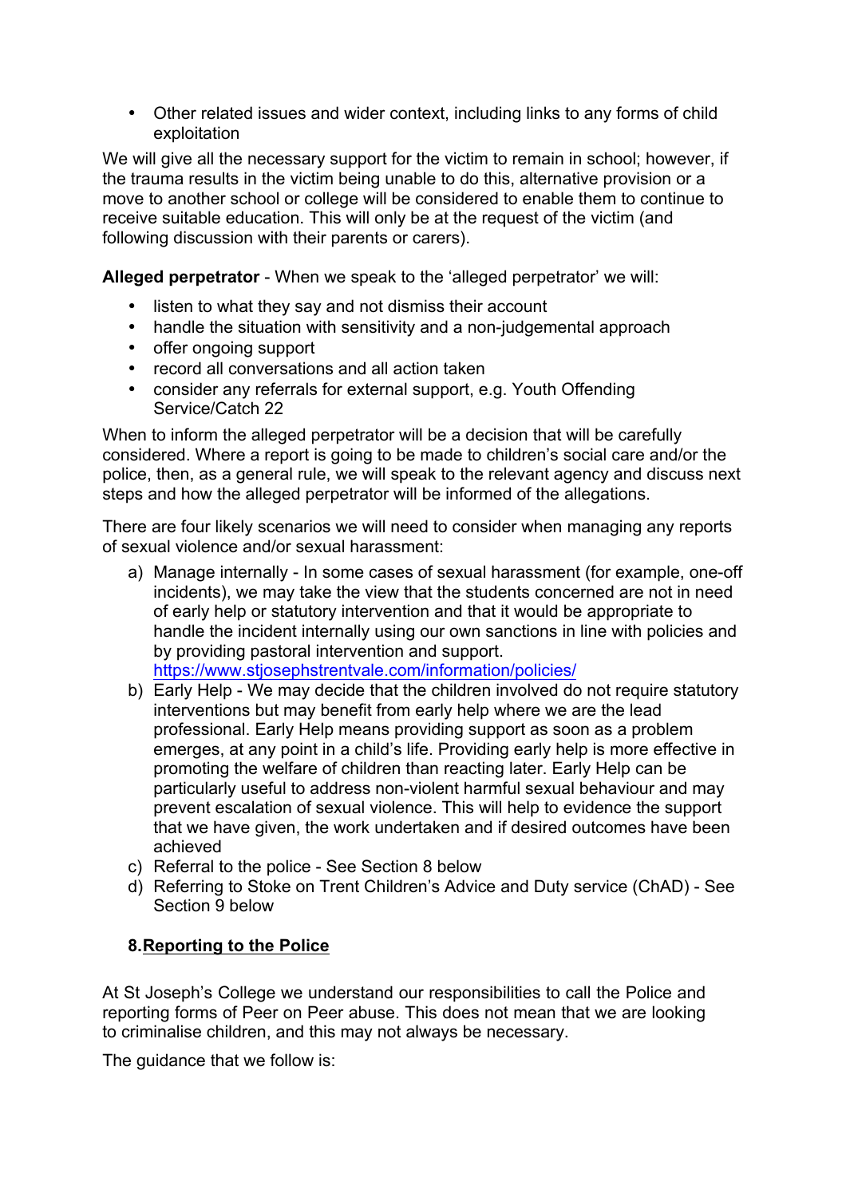- Other related issues and wider context, including links to any forms of child exploitation

We will give all the necessary support for the victim to remain in school; however, if the trauma results in the victim being unable to do this, alternative provision or a move to another school or college will be considered to enable them to continue to receive suitable education. This will only be at the request of the victim (and following discussion with their parents or carers).

**Alleged perpetrator** - When we speak to the 'alleged perpetrator' we will:

- listen to what they say and not dismiss their account
- handle the situation with sensitivity and a non-judgemental approach
- offer ongoing support
- record all conversations and all action taken
- consider any referrals for external support, e.g. Youth Offending Service/Catch 22

When to inform the alleged perpetrator will be a decision that will be carefully considered. Where a report is going to be made to children's social care and/or the police, then, as a general rule, we will speak to the relevant agency and discuss next steps and how the alleged perpetrator will be informed of the allegations.

There are four likely scenarios we will need to consider when managing any reports of sexual violence and/or sexual harassment:

a) Manage internally - In some cases of sexual harassment (for example, one-off incidents), we may take the view that the students concerned are not in need of early help or statutory intervention and that it would be appropriate to handle the incident internally using our own sanctions in line with policies and by providing pastoral intervention and support. https://www.stjosephstrentvale.com/information/policies/
b) Early Help - We may decide that the children involved do not require statutory interventions but may benefit from early help where we are the lead professional. Early Help means providing support as soon as a problem emerges, at any point in a child's life. Providing early help is more effective in promoting the welfare of children than reacting later. Early Help can be particularly useful to address non-violent harmful sexual behaviour and may prevent escalation of sexual violence. This will help to evidence the support that we have given, the work undertaken and if desired outcomes have been achieved
c) Referral to the police - See Section 8 below
d) Referring to Stoke on Trent Children's Advice and Duty service (ChAD) - See Section 9 below

## 8. Reporting to the Police

At St Joseph's College we understand our responsibilities to call the Police and reporting forms of Peer on Peer abuse. This does not mean that we are looking to criminalise children, and this may not always be necessary.

The guidance that we follow is: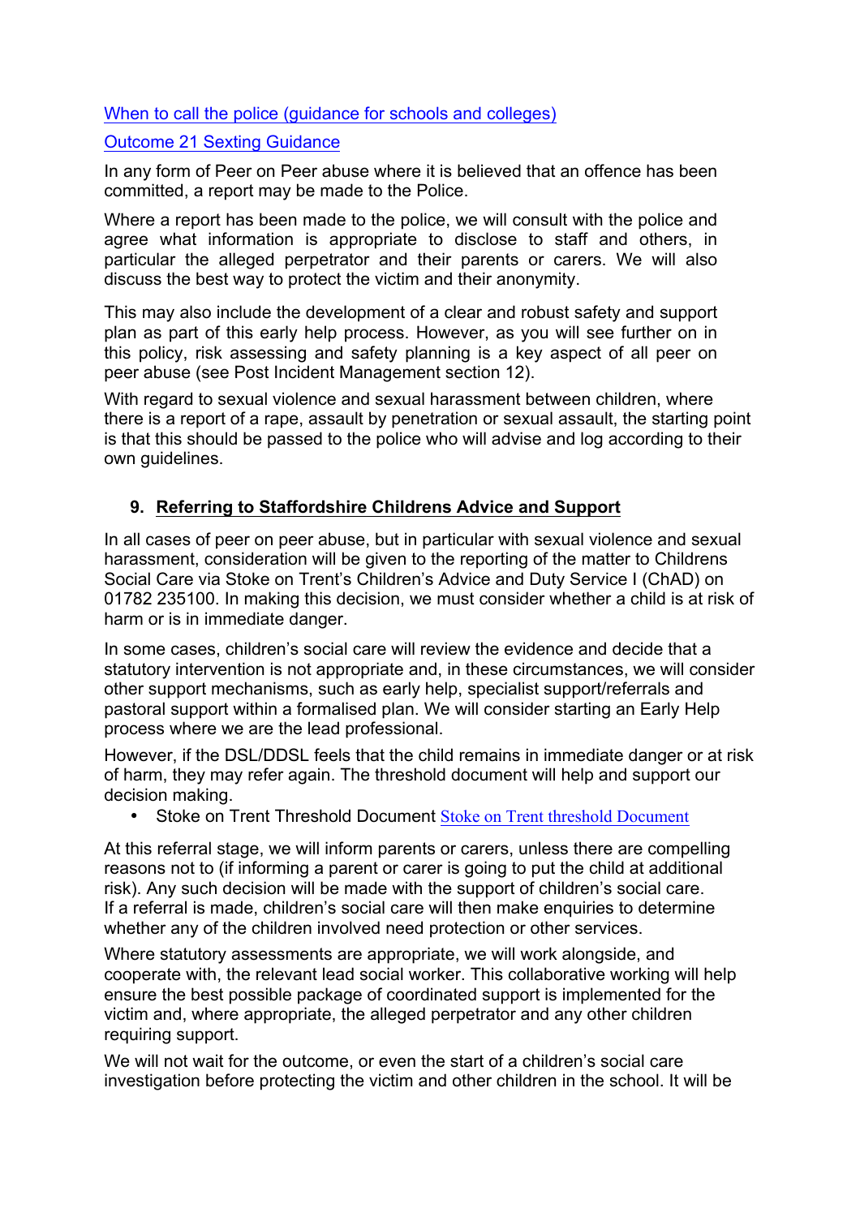When to call the police (guidance for schools and colleges)

Outcome 21 Sexting Guidance

In any form of Peer on Peer abuse where it is believed that an offence has been committed, a report may be made to the Police.

Where a report has been made to the police, we will consult with the police and agree what information is appropriate to disclose to staff and others, in particular the alleged perpetrator and their parents or carers. We will also discuss the best way to protect the victim and their anonymity.

This may also include the development of a clear and robust safety and support plan as part of this early help process. However, as you will see further on in this policy, risk assessing and safety planning is a key aspect of all peer on peer abuse (see Post Incident Management section 12).

With regard to sexual violence and sexual harassment between children, where there is a report of a rape, assault by penetration or sexual assault, the starting point is that this should be passed to the police who will advise and log according to their own guidelines.

## 9. Referring to Staffordshire Childrens Advice and Support

In all cases of peer on peer abuse, but in particular with sexual violence and sexual harassment, consideration will be given to the reporting of the matter to Childrens Social Care via Stoke on Trent's Children's Advice and Duty Service I (ChAD) on 01782 235100. In making this decision, we must consider whether a child is at risk of harm or is in immediate danger.

In some cases, children's social care will review the evidence and decide that a statutory intervention is not appropriate and, in these circumstances, we will consider other support mechanisms, such as early help, specialist support/referrals and pastoral support within a formalised plan. We will consider starting an Early Help process where we are the lead professional.

However, if the DSL/DDSL feels that the child remains in immediate danger or at risk of harm, they may refer again. The threshold document will help and support our decision making.

- Stoke on Trent Threshold Document Stoke on Trent threshold Document

At this referral stage, we will inform parents or carers, unless there are compelling reasons not to (if informing a parent or carer is going to put the child at additional risk). Any such decision will be made with the support of children's social care. If a referral is made, children's social care will then make enquiries to determine whether any of the children involved need protection or other services.

Where statutory assessments are appropriate, we will work alongside, and cooperate with, the relevant lead social worker. This collaborative working will help ensure the best possible package of coordinated support is implemented for the victim and, where appropriate, the alleged perpetrator and any other children requiring support.

We will not wait for the outcome, or even the start of a children's social care investigation before protecting the victim and other children in the school. It will be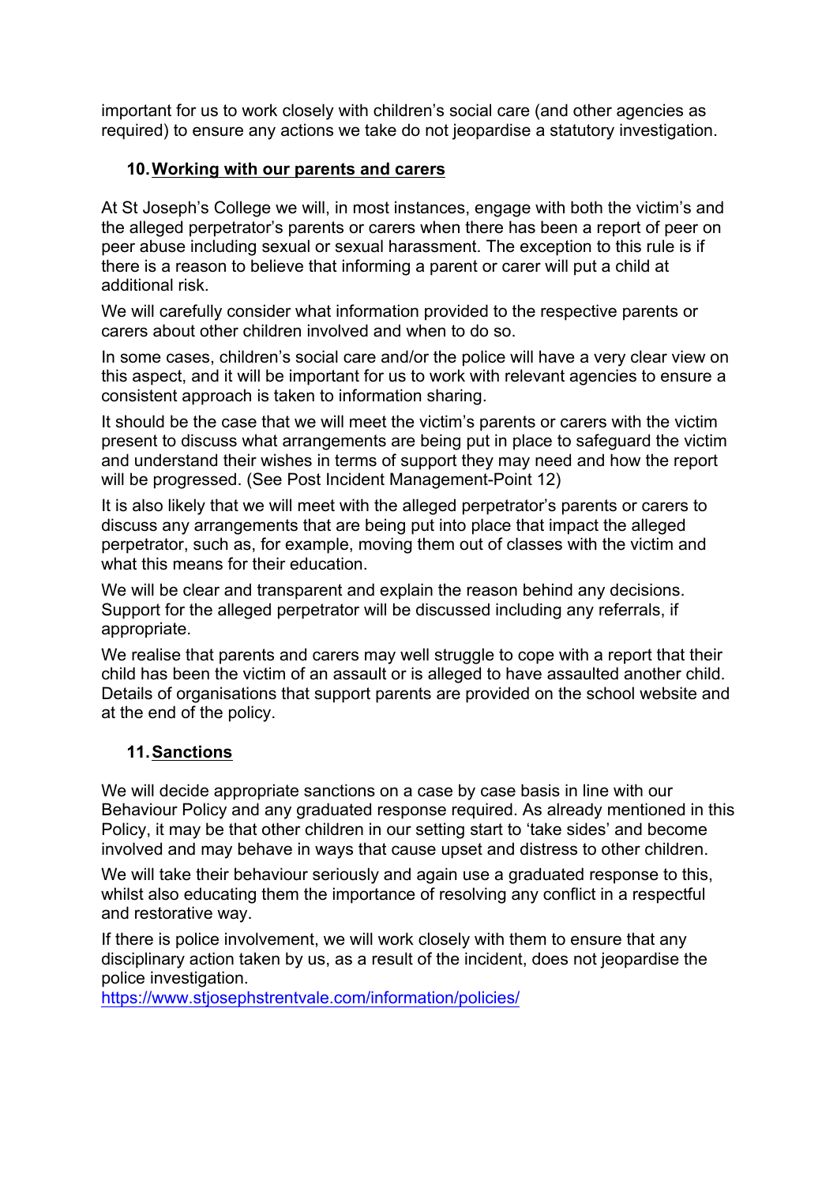important for us to work closely with children's social care (and other agencies as required) to ensure any actions we take do not jeopardise a statutory investigation.

## 10. Working with our parents and carers

At St Joseph's College we will, in most instances, engage with both the victim's and the alleged perpetrator's parents or carers when there has been a report of peer on peer abuse including sexual or sexual harassment. The exception to this rule is if there is a reason to believe that informing a parent or carer will put a child at additional risk.

We will carefully consider what information provided to the respective parents or carers about other children involved and when to do so.

In some cases, children's social care and/or the police will have a very clear view on this aspect, and it will be important for us to work with relevant agencies to ensure a consistent approach is taken to information sharing.

It should be the case that we will meet the victim's parents or carers with the victim present to discuss what arrangements are being put in place to safeguard the victim and understand their wishes in terms of support they may need and how the report will be progressed. (See Post Incident Management-Point 12)

It is also likely that we will meet with the alleged perpetrator's parents or carers to discuss any arrangements that are being put into place that impact the alleged perpetrator, such as, for example, moving them out of classes with the victim and what this means for their education.

We will be clear and transparent and explain the reason behind any decisions. Support for the alleged perpetrator will be discussed including any referrals, if appropriate.

We realise that parents and carers may well struggle to cope with a report that their child has been the victim of an assault or is alleged to have assaulted another child. Details of organisations that support parents are provided on the school website and at the end of the policy.

## 11. Sanctions

We will decide appropriate sanctions on a case by case basis in line with our Behaviour Policy and any graduated response required. As already mentioned in this Policy, it may be that other children in our setting start to 'take sides' and become involved and may behave in ways that cause upset and distress to other children.

We will take their behaviour seriously and again use a graduated response to this, whilst also educating them the importance of resolving any conflict in a respectful and restorative way.

If there is police involvement, we will work closely with them to ensure that any disciplinary action taken by us, as a result of the incident, does not jeopardise the police investigation.
https://www.stjosephstrentvale.com/information/policies/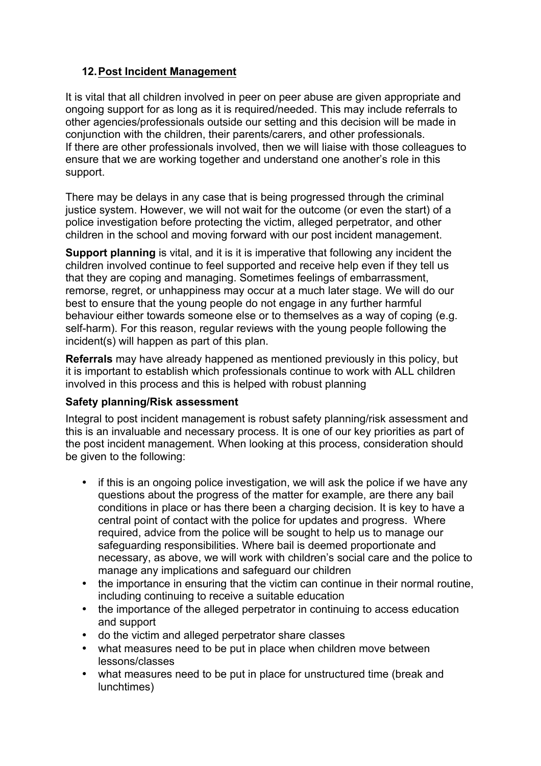## 12. Post Incident Management

It is vital that all children involved in peer on peer abuse are given appropriate and ongoing support for as long as it is required/needed. This may include referrals to other agencies/professionals outside our setting and this decision will be made in conjunction with the children, their parents/carers, and other professionals.
If there are other professionals involved, then we will liaise with those colleagues to ensure that we are working together and understand one another's role in this support.

There may be delays in any case that is being progressed through the criminal justice system. However, we will not wait for the outcome (or even the start) of a police investigation before protecting the victim, alleged perpetrator, and other children in the school and moving forward with our post incident management.

**Support planning** is vital, and it is it is imperative that following any incident the children involved continue to feel supported and receive help even if they tell us that they are coping and managing. Sometimes feelings of embarrassment, remorse, regret, or unhappiness may occur at a much later stage. We will do our best to ensure that the young people do not engage in any further harmful behaviour either towards someone else or to themselves as a way of coping (e.g. self-harm). For this reason, regular reviews with the young people following the incident(s) will happen as part of this plan.

**Referrals** may have already happened as mentioned previously in this policy, but it is important to establish which professionals continue to work with ALL children involved in this process and this is helped with robust planning

**Safety planning/Risk assessment**

Integral to post incident management is robust safety planning/risk assessment and this is an invaluable and necessary process. It is one of our key priorities as part of the post incident management. When looking at this process, consideration should be given to the following:

- if this is an ongoing police investigation, we will ask the police if we have any questions about the progress of the matter for example, are there any bail conditions in place or has there been a charging decision. It is key to have a central point of contact with the police for updates and progress. Where required, advice from the police will be sought to help us to manage our safeguarding responsibilities. Where bail is deemed proportionate and necessary, as above, we will work with children's social care and the police to manage any implications and safeguard our children
- the importance in ensuring that the victim can continue in their normal routine, including continuing to receive a suitable education
- the importance of the alleged perpetrator in continuing to access education and support
- do the victim and alleged perpetrator share classes
- what measures need to be put in place when children move between lessons/classes
- what measures need to be put in place for unstructured time (break and lunchtimes)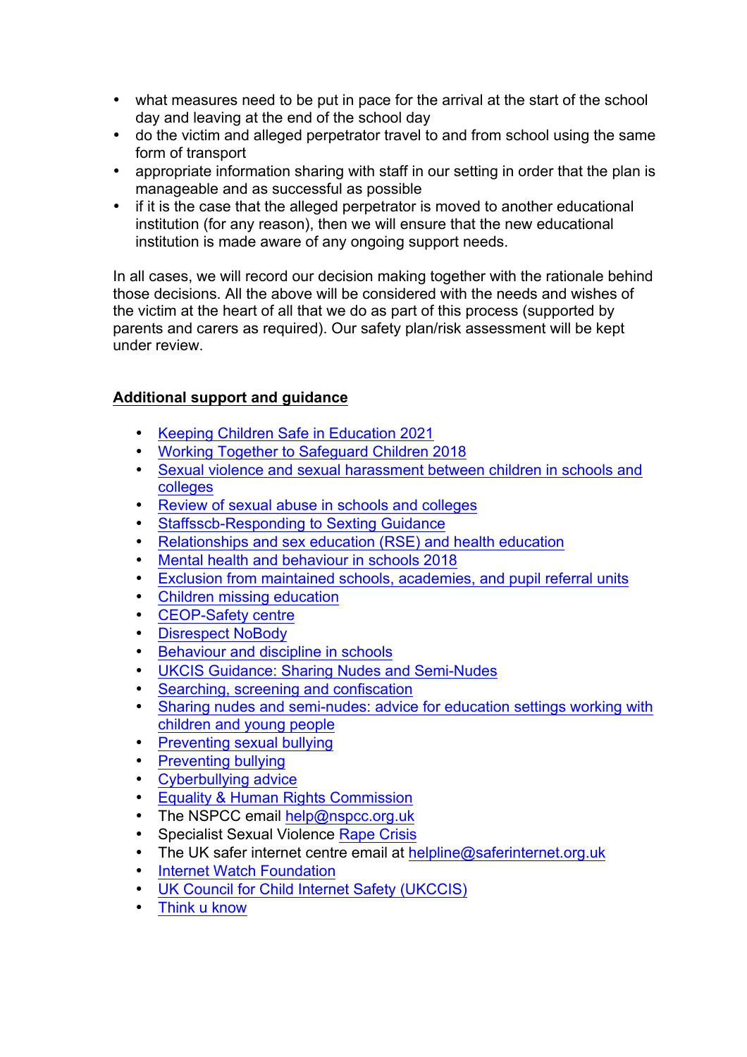- what measures need to be put in pace for the arrival at the start of the school day and leaving at the end of the school day
- do the victim and alleged perpetrator travel to and from school using the same form of transport
- appropriate information sharing with staff in our setting in order that the plan is manageable and as successful as possible
- if it is the case that the alleged perpetrator is moved to another educational institution (for any reason), then we will ensure that the new educational institution is made aware of any ongoing support needs.

In all cases, we will record our decision making together with the rationale behind those decisions. All the above will be considered with the needs and wishes of the victim at the heart of all that we do as part of this process (supported by parents and carers as required). Our safety plan/risk assessment will be kept under review.

**Additional support and guidance**

- Keeping Children Safe in Education 2021
- Working Together to Safeguard Children 2018
- Sexual violence and sexual harassment between children in schools and colleges
- Review of sexual abuse in schools and colleges
- Staffsscb-Responding to Sexting Guidance
- Relationships and sex education (RSE) and health education
- Mental health and behaviour in schools 2018
- Exclusion from maintained schools, academies, and pupil referral units
- Children missing education
- CEOP-Safety centre
- Disrespect NoBody
- Behaviour and discipline in schools
- UKCIS Guidance: Sharing Nudes and Semi-Nudes
- Searching, screening and confiscation
- Sharing nudes and semi-nudes: advice for education settings working with children and young people
- Preventing sexual bullying
- Preventing bullying
- Cyberbullying advice
- Equality & Human Rights Commission
- The NSPCC email help@nspcc.org.uk
- Specialist Sexual Violence Rape Crisis
- The UK safer internet centre email at helpline@saferinternet.org.uk
- Internet Watch Foundation
- UK Council for Child Internet Safety (UKCCIS)
- Think u know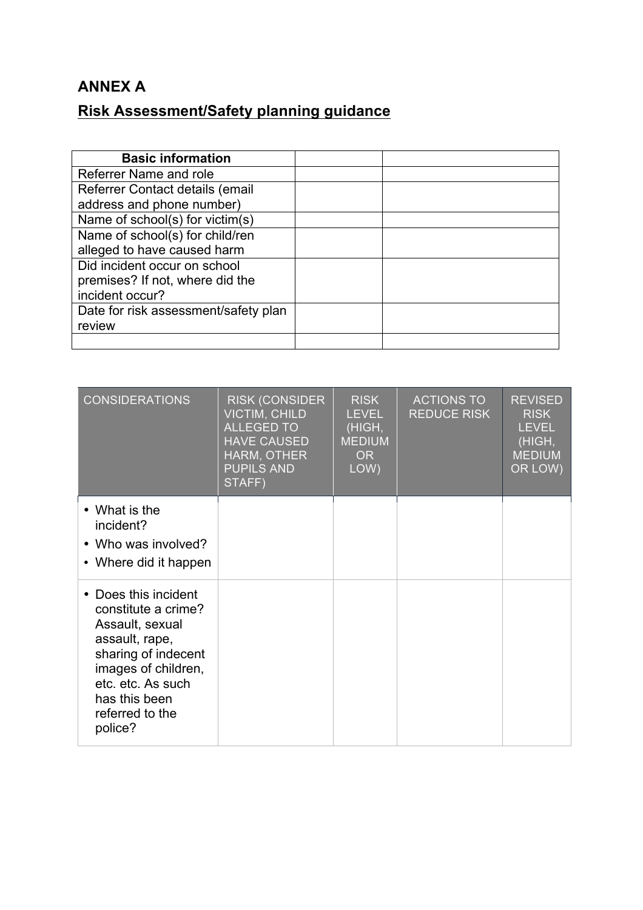## ANNEX A

## Risk Assessment/Safety planning guidance

| Basic information | | |
|---|---|---|
| Referrer Name and role | | |
| Referrer Contact details (email address and phone number) | | |
| Name of school(s) for victim(s) | | |
| Name of school(s) for child/ren alleged to have caused harm | | |
| Did incident occur on school premises? If not, where did the incident occur? | | |
| Date for risk assessment/safety plan review | | |
| | | |

| CONSIDERATIONS | RISK (CONSIDER VICTIM, CHILD ALLEGED TO HAVE CAUSED HARM, OTHER PUPILS AND STAFF) | RISK LEVEL (HIGH, MEDIUM OR LOW) | ACTIONS TO REDUCE RISK | REVISED RISK LEVEL (HIGH, MEDIUM OR LOW) |
|---|---|---|---|---|
| • What is the incident?<br>• Who was involved?<br>• Where did it happen | | | | |
| • Does this incident constitute a crime? Assault, sexual assault, rape, sharing of indecent images of children, etc. etc. As such has this been referred to the police? | | | | |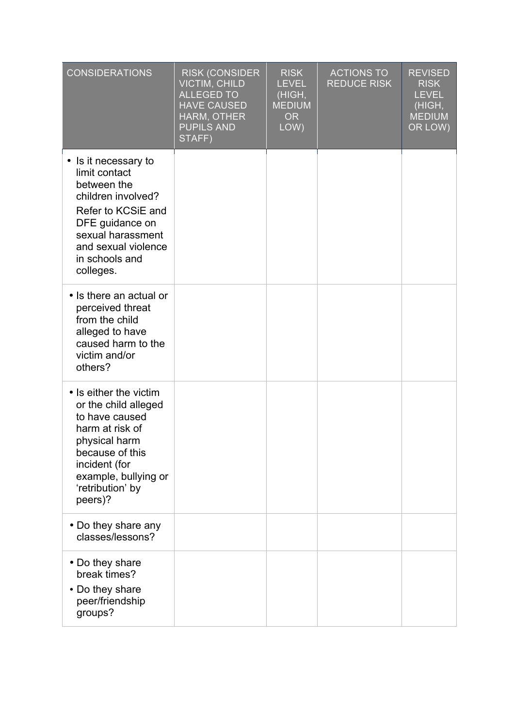| CONSIDERATIONS | RISK (CONSIDER VICTIM, CHILD ALLEGED TO HAVE CAUSED HARM, OTHER PUPILS AND STAFF) | RISK LEVEL (HIGH, MEDIUM OR LOW) | ACTIONS TO REDUCE RISK | REVISED RISK LEVEL (HIGH, MEDIUM OR LOW) |
|---|---|---|---|---|
| • Is it necessary to limit contact between the children involved? Refer to KCSiE and DFE guidance on sexual harassment and sexual violence in schools and colleges. | | | | |
| • Is there an actual or perceived threat from the child alleged to have caused harm to the victim and/or others? | | | | |
| • Is either the victim or the child alleged to have caused harm at risk of physical harm because of this incident (for example, bullying or 'retribution' by peers)? | | | | |
| • Do they share any classes/lessons? | | | | |
| • Do they share break times? • Do they share peer/friendship groups? | | | | |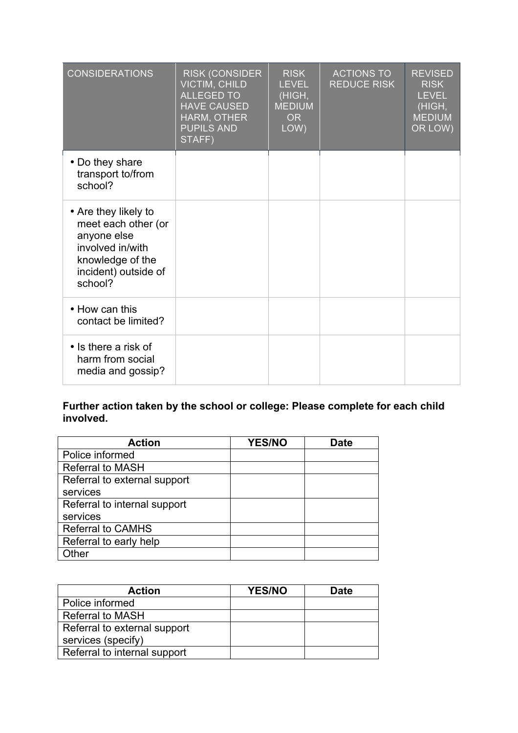| CONSIDERATIONS | RISK (CONSIDER VICTIM, CHILD ALLEGED TO HAVE CAUSED HARM, OTHER PUPILS AND STAFF) | RISK LEVEL (HIGH, MEDIUM OR LOW) | ACTIONS TO REDUCE RISK | REVISED RISK LEVEL (HIGH, MEDIUM OR LOW) |
|---|---|---|---|---|
| • Do they share transport to/from school? | | | | |
| • Are they likely to meet each other (or anyone else involved in/with knowledge of the incident) outside of school? | | | | |
| • How can this contact be limited? | | | | |
| • Is there a risk of harm from social media and gossip? | | | | |

**Further action taken by the school or college: Please complete for each child involved.**

| Action | YES/NO | Date |
|---|---|---|
| Police informed | | |
| Referral to MASH | | |
| Referral to external support services | | |
| Referral to internal support services | | |
| Referral to CAMHS | | |
| Referral to early help | | |
| Other | | |

| Action | YES/NO | Date |
|---|---|---|
| Police informed | | |
| Referral to MASH | | |
| Referral to external support services (specify) | | |
| Referral to internal support | | |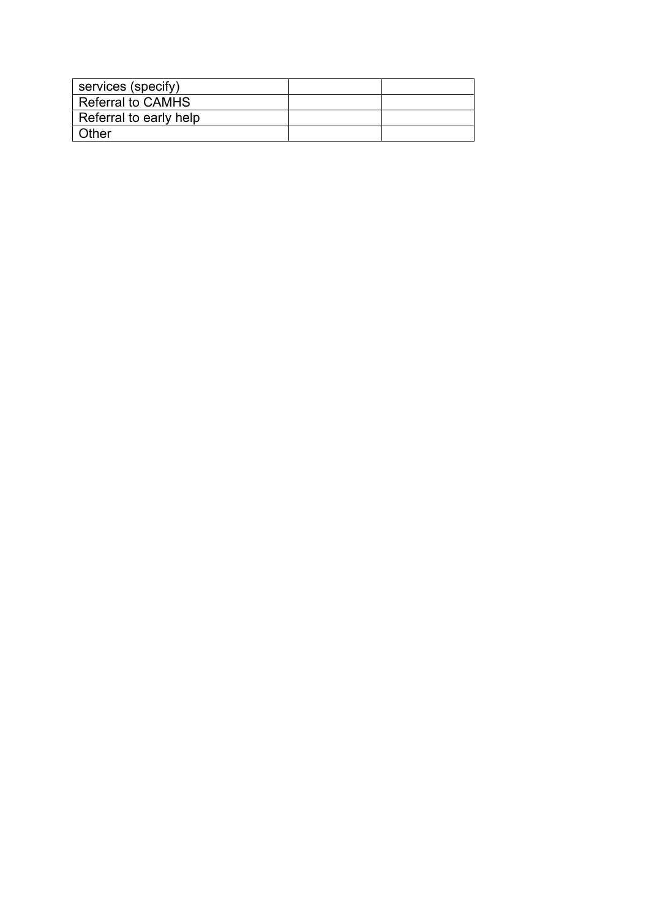| | | |
|---|---|---|
| services (specify) | | |
| Referral to CAMHS | | |
| Referral to early help | | |
| Other | | |